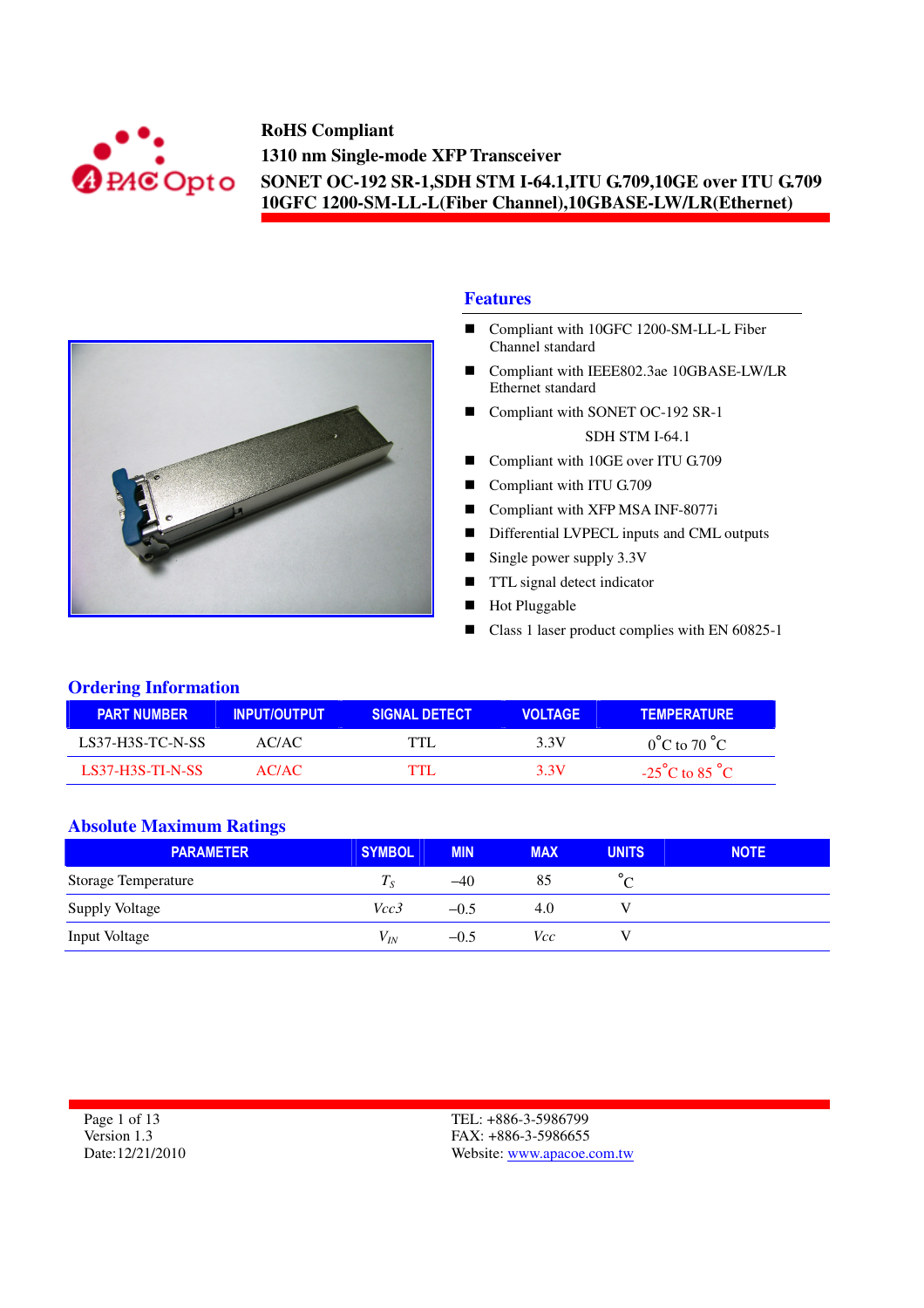**RoHS Compliant**
**1310 nm Single-mode XFP Transceiver**
**SONET OC-192 SR-1,SDH STM I-64.1,ITU G.709,10GE over ITU G.709**
**10GFC 1200-SM-LL-L(Fiber Channel),10GBASE-LW/LR(Ethernet)**

## Features

- Compliant with 10GFC 1200-SM-LL-L Fiber Channel standard
- Compliant with IEEE802.3ae 10GBASE-LW/LR Ethernet standard
- Compliant with SONET OC-192 SR-1
  SDH STM I-64.1
- Compliant with 10GE over ITU G.709
- Compliant with ITU G.709
- Compliant with XFP MSA INF-8077i
- Differential LVPECL inputs and CML outputs
- Single power supply 3.3V
- TTL signal detect indicator
- Hot Pluggable
- Class 1 laser product complies with EN 60825-1

## Ordering Information

| PART NUMBER | INPUT/OUTPUT | SIGNAL DETECT | VOLTAGE | TEMPERATURE |
|---|---|---|---|---|
| LS37-H3S-TC-N-SS | AC/AC | TTL | 3.3V | $0^{\circ}$C to 70 $^{\circ}$C |
| LS37-H3S-TI-N-SS | AC/AC | TTL | 3.3V | -25$^{\circ}$C to 85 $^{\circ}$C |

## Absolute Maximum Ratings

| PARAMETER | SYMBOL | MIN | MAX | UNITS | NOTE |
|---|---|---|---|---|---|
| Storage Temperature | $T_S$ | –40 | 85 | $^{\circ}$C | |
| Supply Voltage | $Vcc3$ | –0.5 | 4.0 | V | |
| Input Voltage | $V_{IN}$ | –0.5 | $Vcc$ | V | |

Version 1.3
Date:12/21/2010

TEL: +886-3-5986799
FAX: +886-3-5986655
Website: www.apacoe.com.tw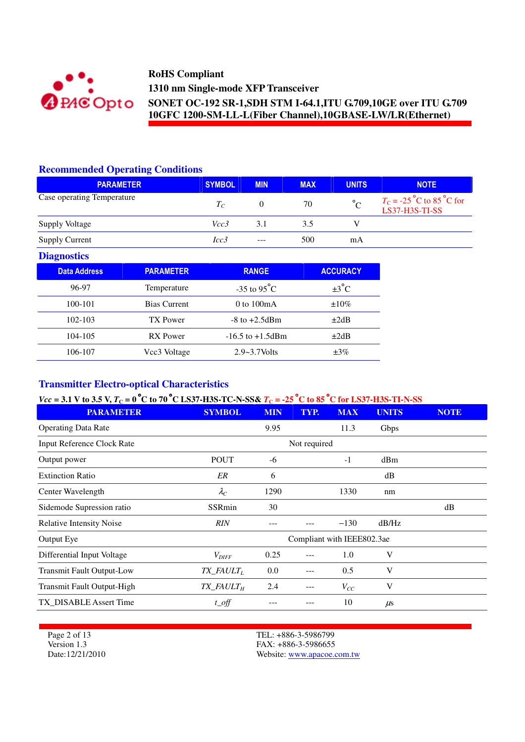RoHS Compliant
1310 nm Single-mode XFP Transceiver
SONET OC-192 SR-1,SDH STM I-64.1,ITU G.709,10GE over ITU G.709
10GFC 1200-SM-LL-L(Fiber Channel),10GBASE-LW/LR(Ethernet)

## Recommended Operating Conditions

| PARAMETER | SYMBOL | MIN | MAX | UNITS | NOTE |
|---|---|---|---|---|---|
| Case operating Temperature | $T_C$ | 0 | 70 | °C | $T_C$ = -25 °C to 85 °C for LS37-H3S-TI-SS |
| Supply Voltage | *Vcc3* | 3.1 | 3.5 | V | |
| Supply Current | *Icc3* | --- | 500 | mA | |

## Diagnostics

| Data Address | PARAMETER | RANGE | ACCURACY |
|---|---|---|---|
| 96-97 | Temperature | -35 to 95°C | ±3°C |
| 100-101 | Bias Current | 0 to 100mA | ±10% |
| 102-103 | TX Power | -8 to +2.5dBm | ±2dB |
| 104-105 | RX Power | -16.5 to +1.5dBm | ±2dB |
| 106-107 | Vcc3 Voltage | 2.9~3.7Volts | ±3% |

## Transmitter Electro-optical Characteristics

**$Vcc$ = 3.1 V to 3.5 V, $T_C$ = 0 °C to 70 °C LS37-H3S-TC-N-SS& $T_C$ = -25 °C to 85 °C for LS37-H3S-TI-N-SS**

| PARAMETER | SYMBOL | MIN | TYP. | MAX | UNITS | NOTE |
|---|---|---|---|---|---|---|
| Operating Data Rate | | 9.95 | | 11.3 | Gbps | |
| Input Reference Clock Rate | | | Not required | | | |
| Output power | POUT | -6 | | -1 | dBm | |
| Extinction Ratio | *ER* | 6 | | | dB | |
| Center Wavelength | $\lambda_C$ | 1290 | | 1330 | nm | |
| Sidemode Supression ratio | SSRmin | 30 | | | | dB |
| Relative Intensity Noise | *RIN* | --- | --- | −130 | dB/Hz | |
| Output Eye | | | Compliant with IEEE802.3ae | | | |
| Differential Input Voltage | $V_{DIFF}$ | 0.25 | --- | 1.0 | V | |
| Transmit Fault Output-Low | $TX\_FAULT_L$ | 0.0 | --- | 0.5 | V | |
| Transmit Fault Output-High | $TX\_FAULT_H$ | 2.4 | --- | $V_{CC}$ | V | |
| TX_DISABLE Assert Time | *t_off* | --- | --- | 10 | μs | |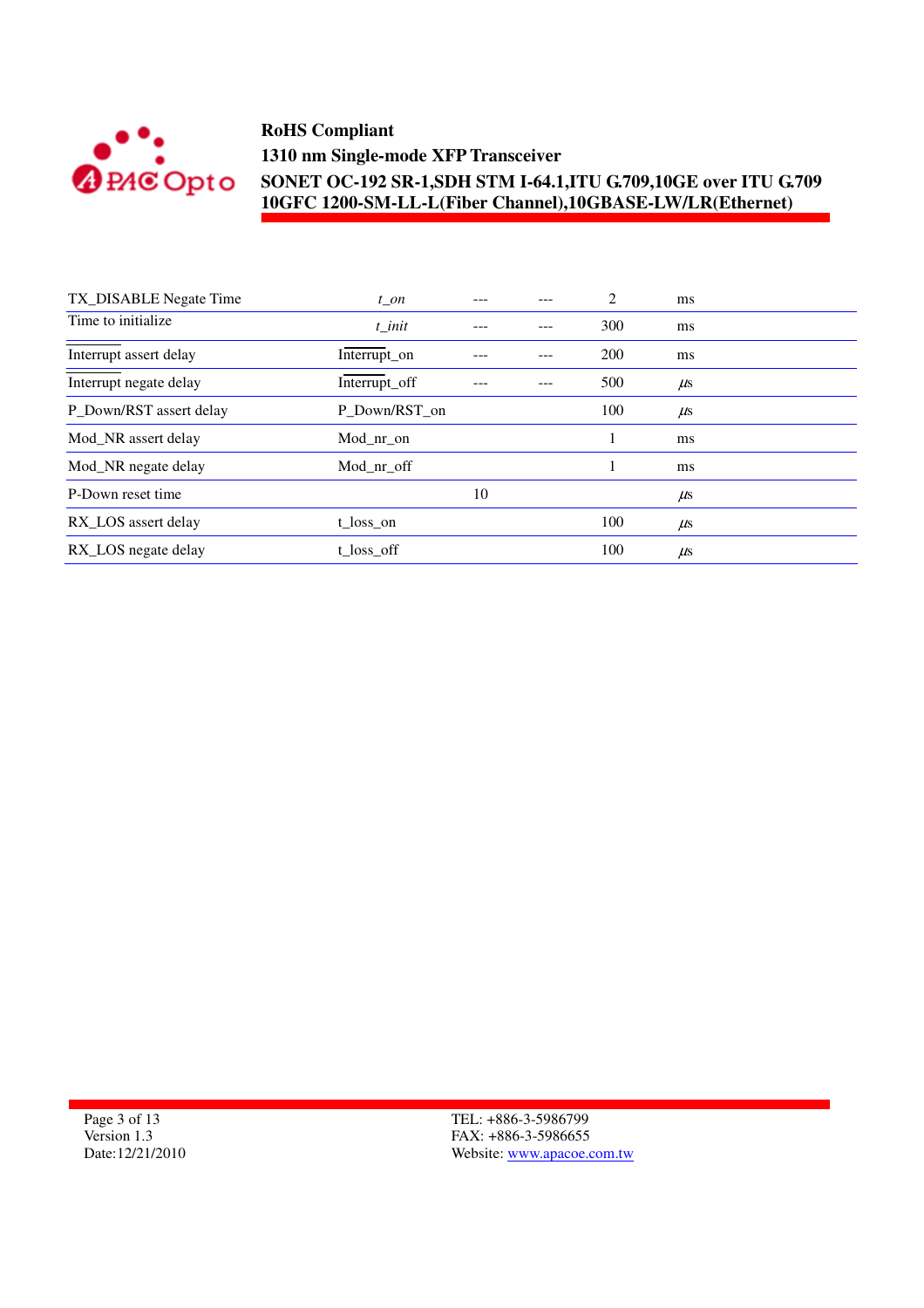| TX_DISABLE Negate Time | $t\_on$ | --- | --- | 2 | ms |
|---|---|---|---|---|---|
| Time to initialize | $t\_init$ | --- | --- | 300 | ms |
| Interrupt assert delay | Interrupt_on | --- | --- | 200 | ms |
| Interrupt negate delay | Interrupt_off | --- | --- | 500 | μs |
| P_Down/RST assert delay | P_Down/RST_on | | | 100 | μs |
| Mod_NR assert delay | Mod_nr_on | | | 1 | ms |
| Mod_NR negate delay | Mod_nr_off | | | 1 | ms |
| P-Down reset time | | 10 | | | μs |
| RX_LOS assert delay | t_loss_on | | | 100 | μs |
| RX_LOS negate delay | t_loss_off | | | 100 | μs |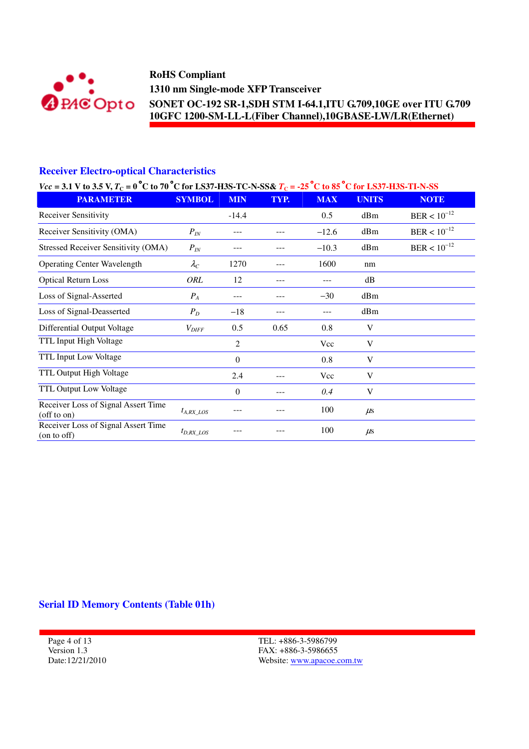## Receiver Electro-optical Characteristics

*Vcc* = 3.1 V to 3.5 V, $T_C$ = 0 °C to 70 °C for LS37-H3S-TC-N-SS& $T_C$ = -25 °C to 85 °C for LS37-H3S-TI-N-SS

| PARAMETER | SYMBOL | MIN | TYP. | MAX | UNITS | NOTE |
|---|---|---|---|---|---|---|
| Receiver Sensitivity | | -14.4 | | 0.5 | dBm | BER < $10^{-12}$ |
| Receiver Sensitivity (OMA) | $P_{IN}$ | --- | --- | −12.6 | dBm | BER < $10^{-12}$ |
| Stressed Receiver Sensitivity (OMA) | $P_{IN}$ | --- | --- | −10.3 | dBm | BER < $10^{-12}$ |
| Operating Center Wavelength | $\lambda_C$ | 1270 | --- | 1600 | nm | |
| Optical Return Loss | *ORL* | 12 | --- | --- | dB | |
| Loss of Signal-Asserted | $P_A$ | --- | --- | −30 | dBm | |
| Loss of Signal-Deasserted | $P_D$ | −18 | --- | --- | dBm | |
| Differential Output Voltage | $V_{DIFF}$ | 0.5 | 0.65 | 0.8 | V | |
| TTL Input High Voltage | | 2 | | Vcc | V | |
| TTL Input Low Voltage | | 0 | | 0.8 | V | |
| TTL Output High Voltage | | 2.4 | --- | Vcc | V | |
| TTL Output Low Voltage | | 0 | --- | 0.4 | V | |
| Receiver Loss of Signal Assert Time (off to on) | $t_{A,RX\_LOS}$ | --- | --- | 100 | $\mu$s | |
| Receiver Loss of Signal Assert Time (on to off) | $t_{D,RX\_LOS}$ | --- | --- | 100 | $\mu$s | |

## Serial ID Memory Contents (Table 01h)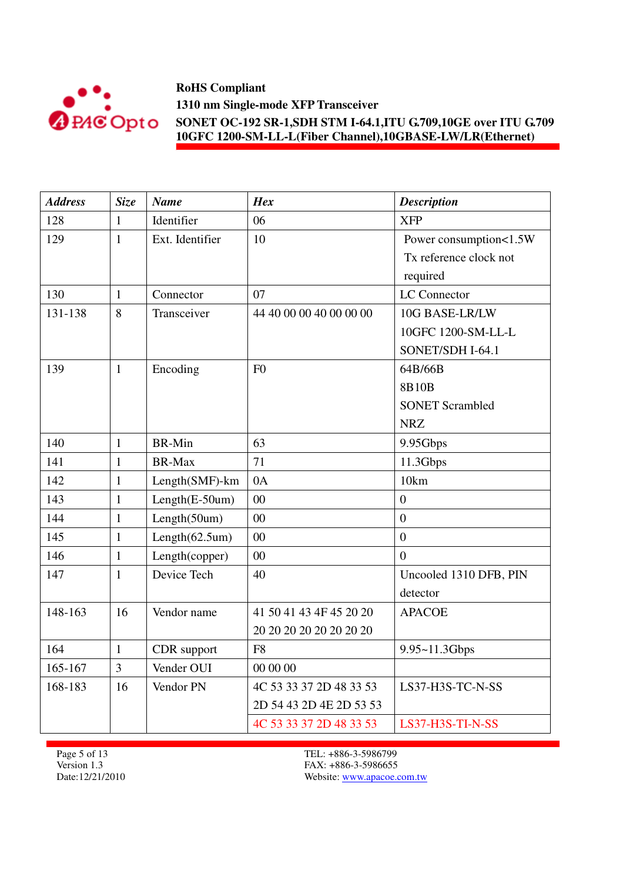| Address | Size | Name | Hex | Description |
|---|---|---|---|---|
| 128 | 1 | Identifier | 06 | XFP |
| 129 | 1 | Ext. Identifier | 10 | Power consumption<1.5W Tx reference clock not required |
| 130 | 1 | Connector | 07 | LC Connector |
| 131-138 | 8 | Transceiver | 44 40 00 00 40 00 00 00 | 10G BASE-LR/LW 10GFC 1200-SM-LL-L SONET/SDH I-64.1 |
| 139 | 1 | Encoding | F0 | 64B/66B 8B10B SONET Scrambled NRZ |
| 140 | 1 | BR-Min | 63 | 9.95Gbps |
| 141 | 1 | BR-Max | 71 | 11.3Gbps |
| 142 | 1 | Length(SMF)-km | 0A | 10km |
| 143 | 1 | Length(E-50um) | 00 | 0 |
| 144 | 1 | Length(50um) | 00 | 0 |
| 145 | 1 | Length(62.5um) | 00 | 0 |
| 146 | 1 | Length(copper) | 00 | 0 |
| 147 | 1 | Device Tech | 40 | Uncooled 1310 DFB, PIN detector |
| 148-163 | 16 | Vendor name | 41 50 41 43 4F 45 20 20 20 20 20 20 20 20 20 20 | APACOE |
| 164 | 1 | CDR support | F8 | 9.95~11.3Gbps |
| 165-167 | 3 | Vender OUI | 00 00 00 | |
| 168-183 | 16 | Vendor PN | 4C 53 33 37 2D 48 33 53 2D 54 43 2D 4E 2D 53 53 | LS37-H3S-TC-N-SS |
| | | | 4C 53 33 37 2D 48 33 53 | LS37-H3S-TI-N-SS |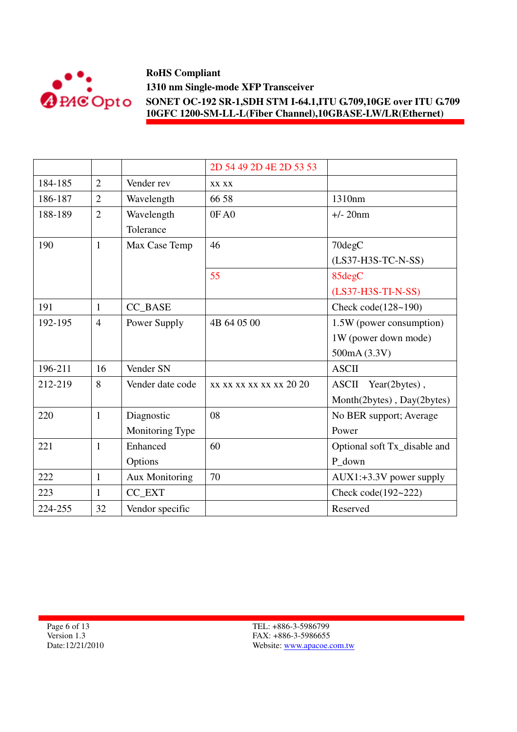|  |  |  | 2D 54 49 2D 4E 2D 53 53 |  |
|---|---|---|---|---|
| 184-185 | 2 | Vender rev | xx xx |  |
| 186-187 | 2 | Wavelength | 66 58 | 1310nm |
| 188-189 | 2 | Wavelength Tolerance | 0F A0 | +/- 20nm |
| 190 | 1 | Max Case Temp | 46 | 70degC (LS37-H3S-TC-N-SS) |
|  |  |  | 55 | 85degC (LS37-H3S-TI-N-SS) |
| 191 | 1 | CC_BASE |  | Check code(128~190) |
| 192-195 | 4 | Power Supply | 4B 64 05 00 | 1.5W (power consumption) 1W (power down mode) 500mA (3.3V) |
| 196-211 | 16 | Vender SN |  | ASCII |
| 212-219 | 8 | Vender date code | xx xx xx xx xx xx 20 20 | ASCII Year(2bytes) , Month(2bytes) , Day(2bytes) |
| 220 | 1 | Diagnostic Monitoring Type | 08 | No BER support; Average Power |
| 221 | 1 | Enhanced Options | 60 | Optional soft Tx_disable and P_down |
| 222 | 1 | Aux Monitoring | 70 | AUX1:+3.3V power supply |
| 223 | 1 | CC_EXT |  | Check code(192~222) |
| 224-255 | 32 | Vendor specific |  | Reserved |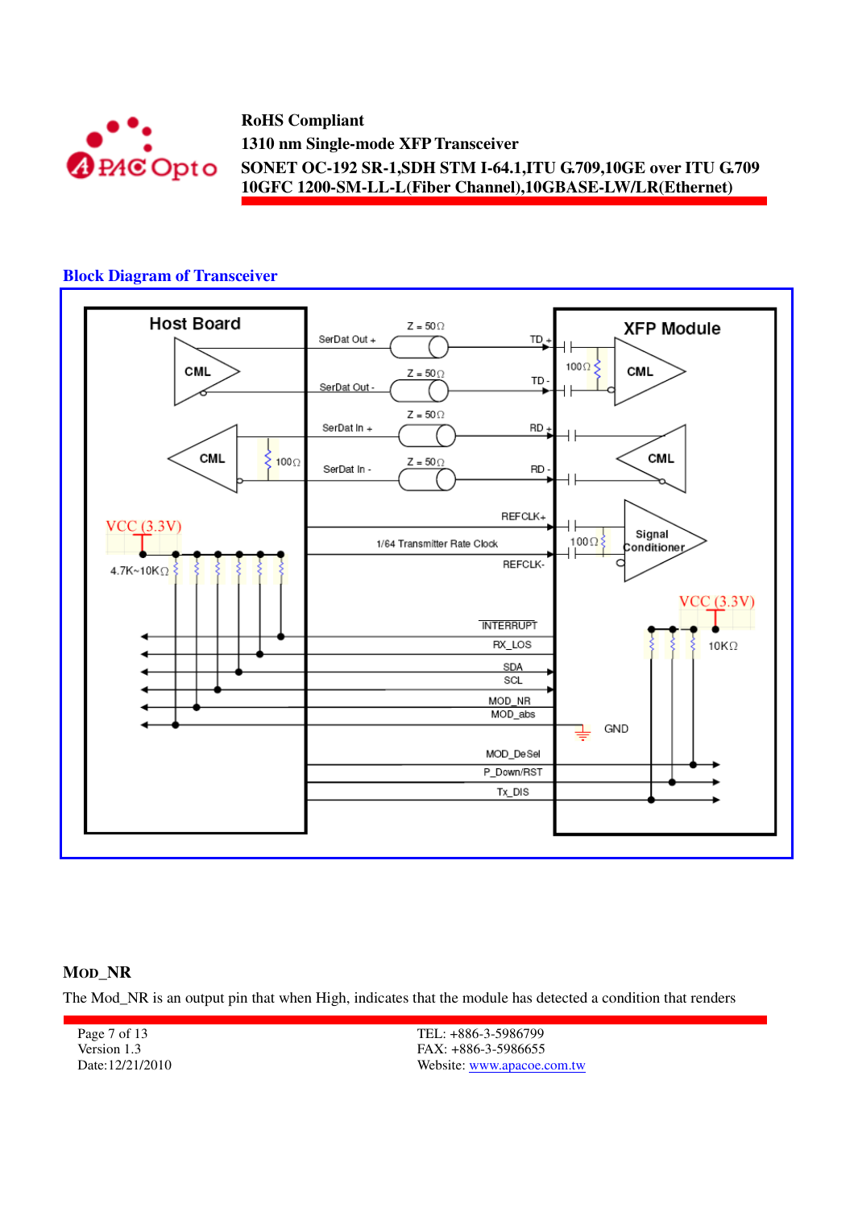## Block Diagram of Transceiver

Host Board

XFP Module

CML

CML

CML

CML

SerDat Out +

SerDat Out -

SerDat In +

SerDat In -

Z = 50Ω

Z = 50Ω

Z = 50Ω

Z = 50Ω

TD +

TD -

RD +

RD -

100Ω

100Ω

REFCLK+

1/64 Transmitter Rate Clock

REFCLK-

100Ω

Signal Conditioner

VCC (3.3V)

4.7K~10KΩ

VCC (3.3V)

10KΩ

INTERRUPT

RX_LOS

SDA

SCL

MOD_NR

MOD_abs

GND

MOD_DeSel

P_Down/RST

Tx_DIS

### MOD_NR

The Mod_NR is an output pin that when High, indicates that the module has detected a condition that renders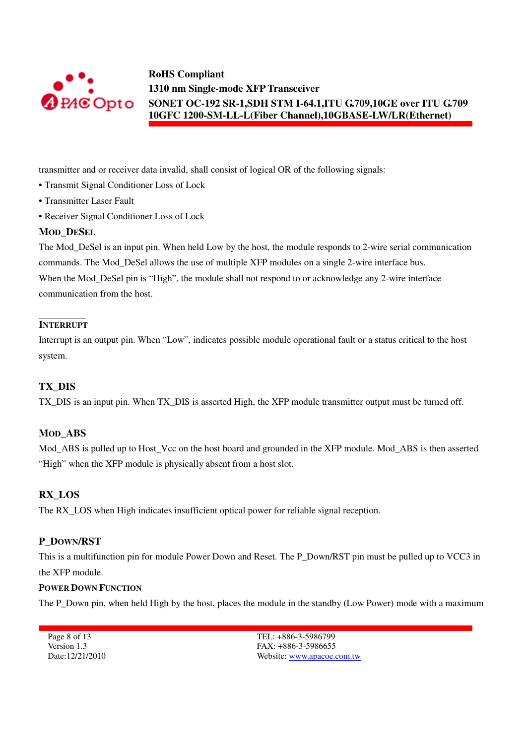transmitter and or receiver data invalid, shall consist of logical OR of the following signals:

- Transmit Signal Conditioner Loss of Lock
- Transmitter Laser Fault
- Receiver Signal Conditioner Loss of Lock

### MOD_DESEL

The Mod_DeSel is an input pin. When held Low by the host, the module responds to 2-wire serial communication commands. The Mod_DeSel allows the use of multiple XFP modules on a single 2-wire interface bus. When the Mod_DeSel pin is "High", the module shall not respond to or acknowledge any 2-wire interface communication from the host.

### INTERRUPT

Interrupt is an output pin. When "Low", indicates possible module operational fault or a status critical to the host system.

### TX_DIS

TX_DIS is an input pin. When TX_DIS is asserted High, the XFP module transmitter output must be turned off.

### MOD_ABS

Mod_ABS is pulled up to Host_Vcc on the host board and grounded in the XFP module. Mod_ABS is then asserted "High" when the XFP module is physically absent from a host slot.

### RX_LOS

The RX_LOS when High indicates insufficient optical power for reliable signal reception.

### P_DOWN/RST

This is a multifunction pin for module Power Down and Reset. The P_Down/RST pin must be pulled up to VCC3 in the XFP module.

#### POWER DOWN FUNCTION

The P_Down pin, when held High by the host, places the module in the standby (Low Power) mode with a maximum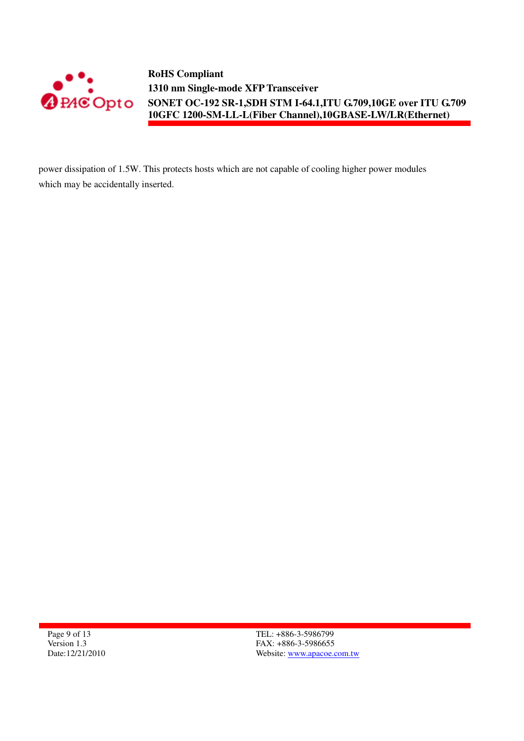power dissipation of 1.5W. This protects hosts which are not capable of cooling higher power modules which may be accidentally inserted.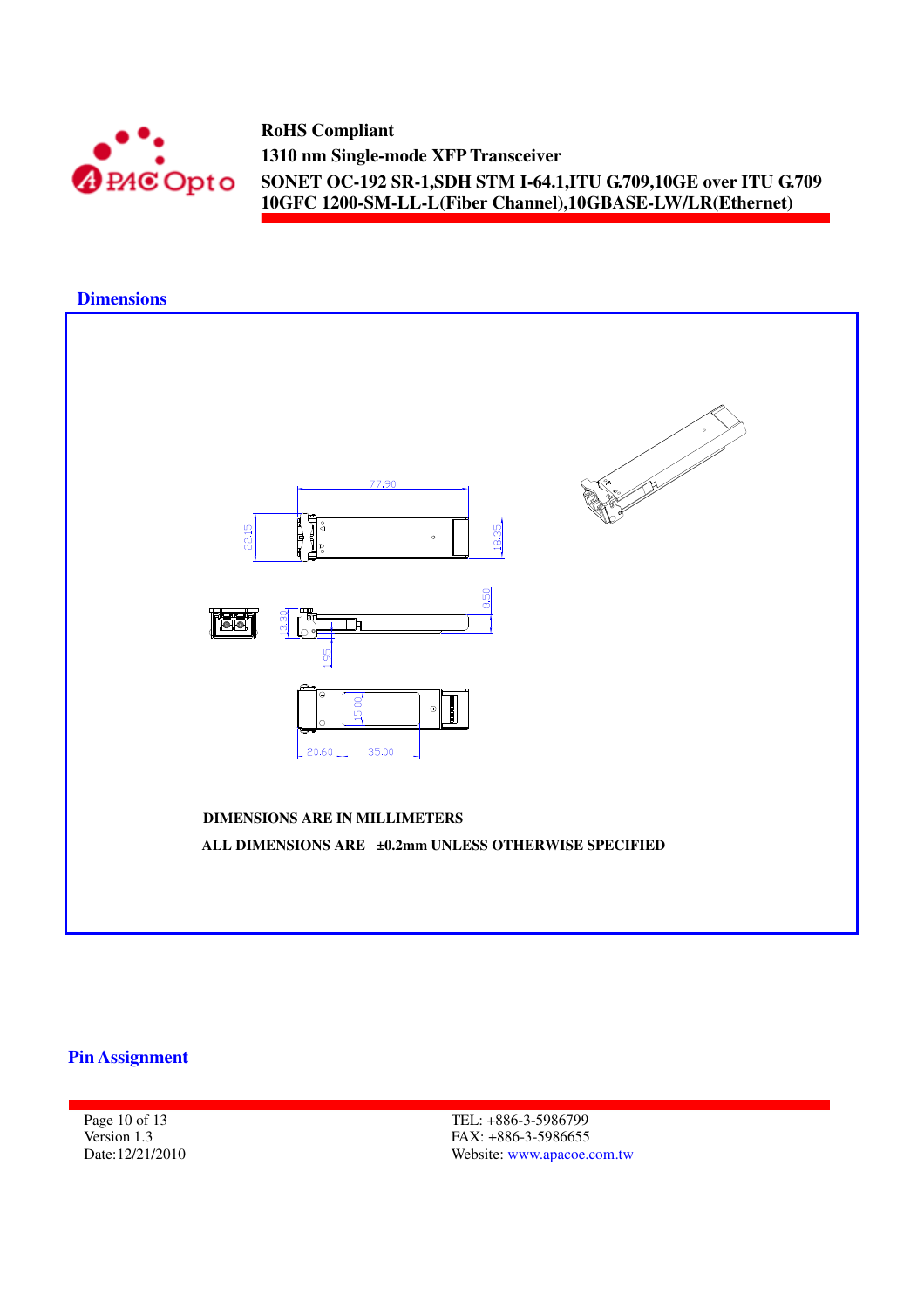## Dimensions

DIMENSIONS ARE IN MILLIMETERS

ALL DIMENSIONS ARE ±0.2mm UNLESS OTHERWISE SPECIFIED

## Pin Assignment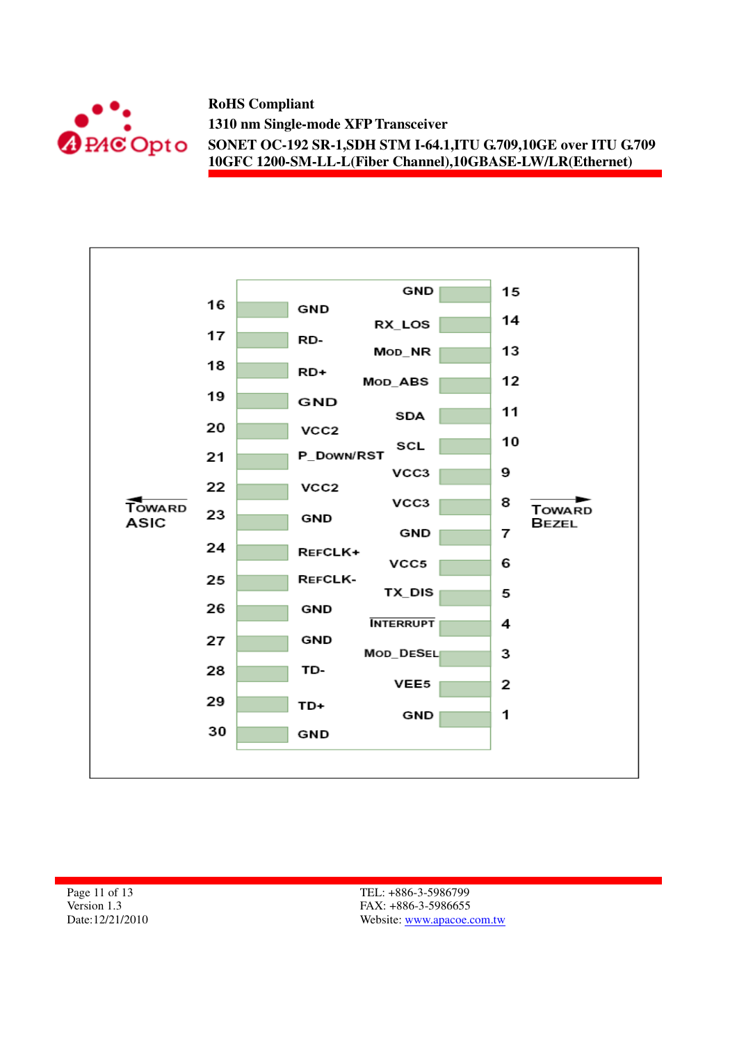| Pin | Name | Pin | Name |
|---|---|---|---|
| 16 | GND | 15 | GND |
| 17 | RD- | 14 | RX_LOS |
| 18 | RD+ | 13 | MOD_NR |
| 19 | GND | 12 | MOD_ABS |
| 20 | VCC2 | 11 | SDA |
| 21 | P_DOWN/RST | 10 | SCL |
| 22 | VCC2 | 9 | VCC3 |
| 23 | GND | 8 | VCC3 |
| 24 | REFCLK+ | 7 | GND |
| 25 | REFCLK- | 6 | VCC5 |
| 26 | GND | 5 | TX_DIS |
| 27 | GND | 4 | $\overline{\text{INTERRUPT}}$ |
| 28 | TD- | 3 | MOD_DESEL |
| 29 | TD+ | 2 | VEE5 |
| 30 | GND | 1 | GND |

← TOWARD ASIC (pins 16–30) TOWARD BEZEL → (pins 1–15)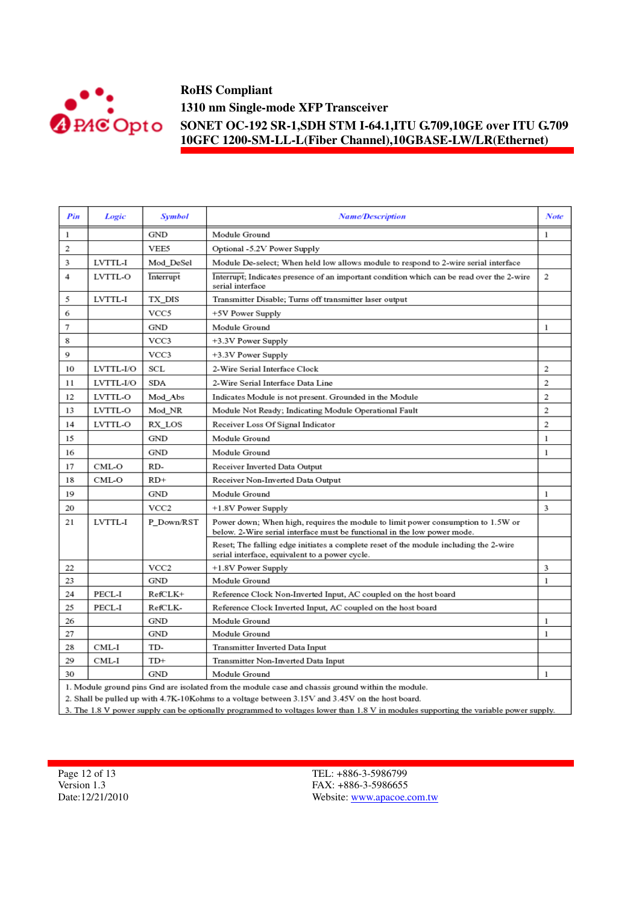| Pin | Logic | Symbol | Name/Description | Note |
|---|---|---|---|---|
| 1 | | GND | Module Ground | 1 |
| 2 | | VEE5 | Optional -5.2V Power Supply | |
| 3 | LVTTL-I | Mod_DeSel | Module De-select; When held low allows module to respond to 2-wire serial interface | |
| 4 | LVTTL-O | Interrupt | Interrupt; Indicates presence of an important condition which can be read over the 2-wire serial interface | 2 |
| 5 | LVTTL-I | TX_DIS | Transmitter Disable; Turns off transmitter laser output | |
| 6 | | VCC5 | +5V Power Supply | |
| 7 | | GND | Module Ground | 1 |
| 8 | | VCC3 | +3.3V Power Supply | |
| 9 | | VCC3 | +3.3V Power Supply | |
| 10 | LVTTL-I/O | SCL | 2-Wire Serial Interface Clock | 2 |
| 11 | LVTTL-I/O | SDA | 2-Wire Serial Interface Data Line | 2 |
| 12 | LVTTL-O | Mod_Abs | Indicates Module is not present. Grounded in the Module | 2 |
| 13 | LVTTL-O | Mod_NR | Module Not Ready; Indicating Module Operational Fault | 2 |
| 14 | LVTTL-O | RX_LOS | Receiver Loss Of Signal Indicator | 2 |
| 15 | | GND | Module Ground | 1 |
| 16 | | GND | Module Ground | 1 |
| 17 | CML-O | RD- | Receiver Inverted Data Output | |
| 18 | CML-O | RD+ | Receiver Non-Inverted Data Output | |
| 19 | | GND | Module Ground | 1 |
| 20 | | VCC2 | +1.8V Power Supply | 3 |
| 21 | LVTTL-I | P_Down/RST | Power down; When high, requires the module to limit power consumption to 1.5W or below. 2-Wire serial interface must be functional in the low power mode. | |
| | | | Reset; The falling edge initiates a complete reset of the module including the 2-wire serial interface, equivalent to a power cycle. | |
| 22 | | VCC2 | +1.8V Power Supply | 3 |
| 23 | | GND | Module Ground | 1 |
| 24 | PECL-I | RefCLK+ | Reference Clock Non-Inverted Input, AC coupled on the host board | |
| 25 | PECL-I | RefCLK- | Reference Clock Inverted Input, AC coupled on the host board | |
| 26 | | GND | Module Ground | 1 |
| 27 | | GND | Module Ground | 1 |
| 28 | CML-I | TD- | Transmitter Inverted Data Input | |
| 29 | CML-I | TD+ | Transmitter Non-Inverted Data Input | |
| 30 | | GND | Module Ground | 1 |

1. Module ground pins Gnd are isolated from the module case and chassis ground within the module.
2. Shall be pulled up with 4.7K-10Kohms to a voltage between 3.15V and 3.45V on the host board.
3. The 1.8 V power supply can be optionally programmed to voltages lower than 1.8 V in modules supporting the variable power supply.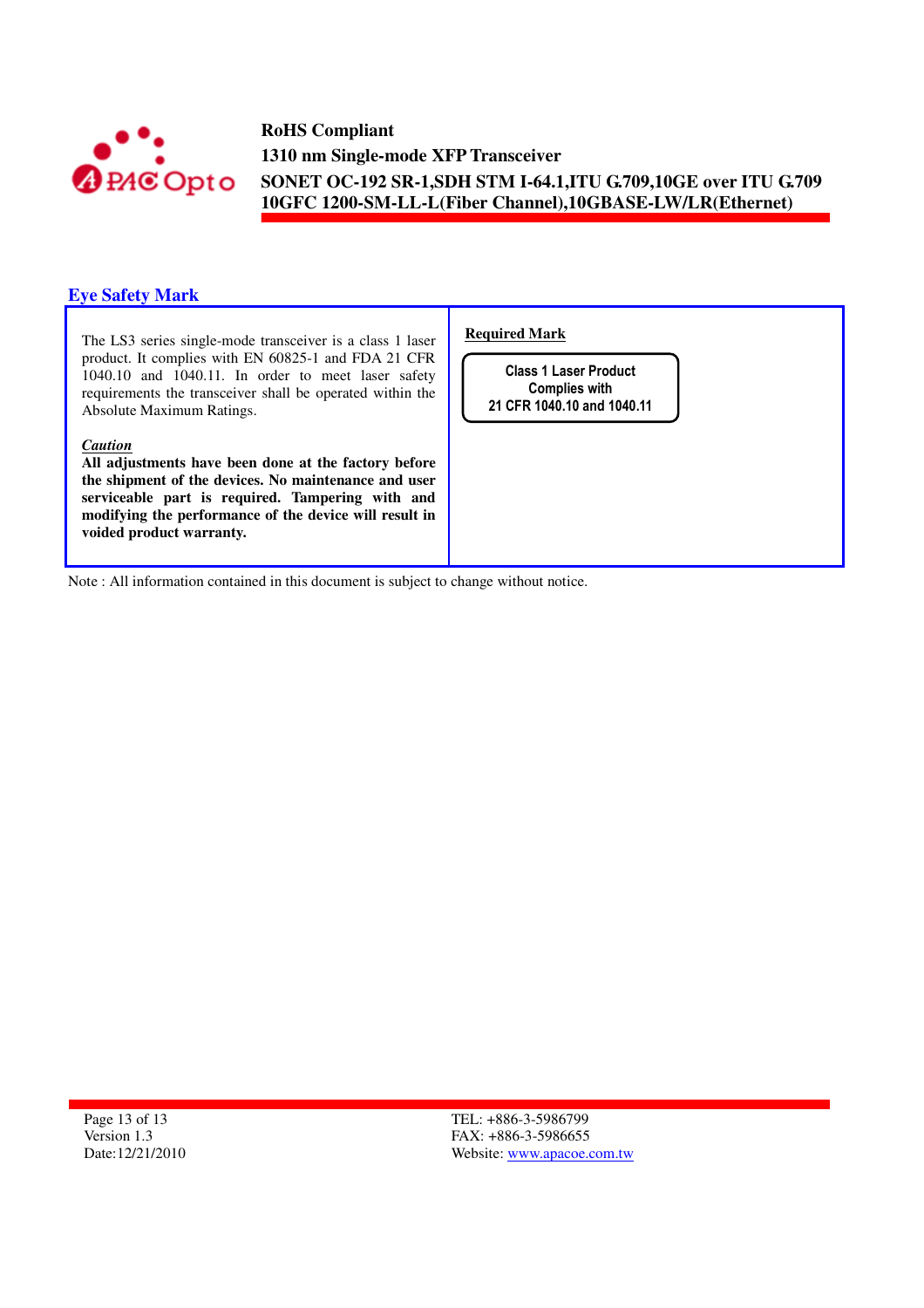## Eye Safety Mark

| | |
|---|---|
| The LS3 series single-mode transceiver is a class 1 laser product. It complies with EN 60825-1 and FDA 21 CFR 1040.10 and 1040.11. In order to meet laser safety requirements the transceiver shall be operated within the Absolute Maximum Ratings.<br><br>***Caution***<br>**All adjustments have been done at the factory before the shipment of the devices. No maintenance and user serviceable part is required. Tampering with and modifying the performance of the device will result in voided product warranty.** | **Required Mark**<br><br>Class 1 Laser Product<br>Complies with<br>21 CFR 1040.10 and 1040.11 |

Note : All information contained in this document is subject to change without notice.

Version 1.3
Date:12/21/2010

TEL: +886-3-5986799
FAX: +886-3-5986655
Website: www.apacoe.com.tw